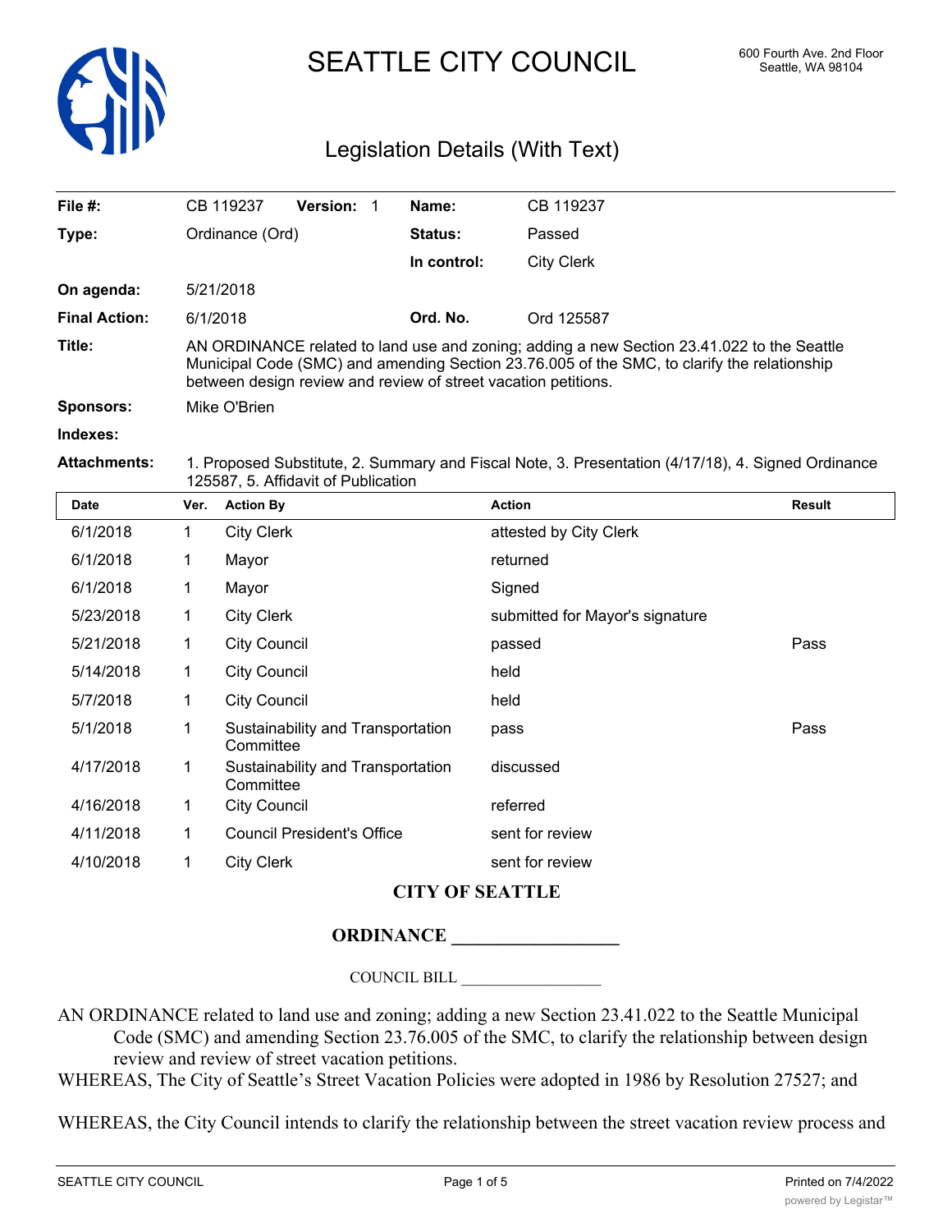# SEATTLE CITY COUNCIL

600 Fourth Ave. 2nd Floor
Seattle, WA 98104

## Legislation Details (With Text)

| | | | |
|---|---|---|---|
| **File #:** | CB 119237 **Version:** 1 | **Name:** | CB 119237 |
| **Type:** | Ordinance (Ord) | **Status:** | Passed |
| | | **In control:** | City Clerk |
| **On agenda:** | 5/21/2018 | | |
| **Final Action:** | 6/1/2018 | **Ord. No.** | Ord 125587 |

**Title:** AN ORDINANCE related to land use and zoning; adding a new Section 23.41.022 to the Seattle Municipal Code (SMC) and amending Section 23.76.005 of the SMC, to clarify the relationship between design review and review of street vacation petitions.

**Sponsors:** Mike O'Brien

**Indexes:**

**Attachments:** 1. Proposed Substitute, 2. Summary and Fiscal Note, 3. Presentation (4/17/18), 4. Signed Ordinance 125587, 5. Affidavit of Publication

| Date | Ver. | Action By | Action | Result |
|---|---|---|---|---|
| 6/1/2018 | 1 | City Clerk | attested by City Clerk | |
| 6/1/2018 | 1 | Mayor | returned | |
| 6/1/2018 | 1 | Mayor | Signed | |
| 5/23/2018 | 1 | City Clerk | submitted for Mayor's signature | |
| 5/21/2018 | 1 | City Council | passed | Pass |
| 5/14/2018 | 1 | City Council | held | |
| 5/7/2018 | 1 | City Council | held | |
| 5/1/2018 | 1 | Sustainability and Transportation Committee | pass | Pass |
| 4/17/2018 | 1 | Sustainability and Transportation Committee | discussed | |
| 4/16/2018 | 1 | City Council | referred | |
| 4/11/2018 | 1 | Council President's Office | sent for review | |
| 4/10/2018 | 1 | City Clerk | sent for review | |

**CITY OF SEATTLE**

**ORDINANCE __________________**

COUNCIL BILL __________________

AN ORDINANCE related to land use and zoning; adding a new Section 23.41.022 to the Seattle Municipal Code (SMC) and amending Section 23.76.005 of the SMC, to clarify the relationship between design review and review of street vacation petitions.

WHEREAS, The City of Seattle's Street Vacation Policies were adopted in 1986 by Resolution 27527; and

WHEREAS, the City Council intends to clarify the relationship between the street vacation review process and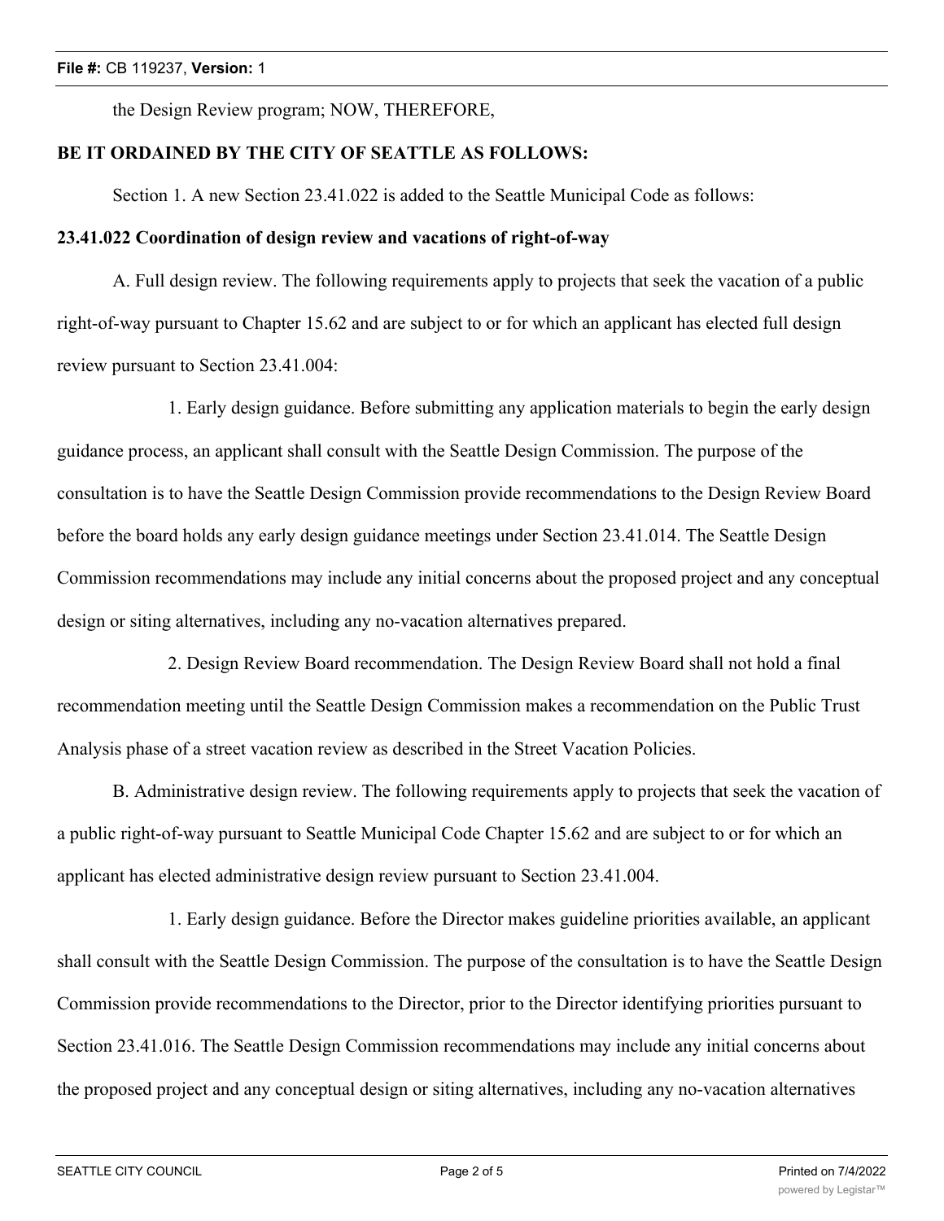the Design Review program; NOW, THEREFORE,

**BE IT ORDAINED BY THE CITY OF SEATTLE AS FOLLOWS:**

Section 1. A new Section 23.41.022 is added to the Seattle Municipal Code as follows:

**23.41.022 Coordination of design review and vacations of right-of-way**

A. Full design review. The following requirements apply to projects that seek the vacation of a public right-of-way pursuant to Chapter 15.62 and are subject to or for which an applicant has elected full design review pursuant to Section 23.41.004:

1. Early design guidance. Before submitting any application materials to begin the early design guidance process, an applicant shall consult with the Seattle Design Commission. The purpose of the consultation is to have the Seattle Design Commission provide recommendations to the Design Review Board before the board holds any early design guidance meetings under Section 23.41.014. The Seattle Design Commission recommendations may include any initial concerns about the proposed project and any conceptual design or siting alternatives, including any no-vacation alternatives prepared.

2. Design Review Board recommendation. The Design Review Board shall not hold a final recommendation meeting until the Seattle Design Commission makes a recommendation on the Public Trust Analysis phase of a street vacation review as described in the Street Vacation Policies.

B. Administrative design review. The following requirements apply to projects that seek the vacation of a public right-of-way pursuant to Seattle Municipal Code Chapter 15.62 and are subject to or for which an applicant has elected administrative design review pursuant to Section 23.41.004.

1. Early design guidance. Before the Director makes guideline priorities available, an applicant shall consult with the Seattle Design Commission. The purpose of the consultation is to have the Seattle Design Commission provide recommendations to the Director, prior to the Director identifying priorities pursuant to Section 23.41.016. The Seattle Design Commission recommendations may include any initial concerns about the proposed project and any conceptual design or siting alternatives, including any no-vacation alternatives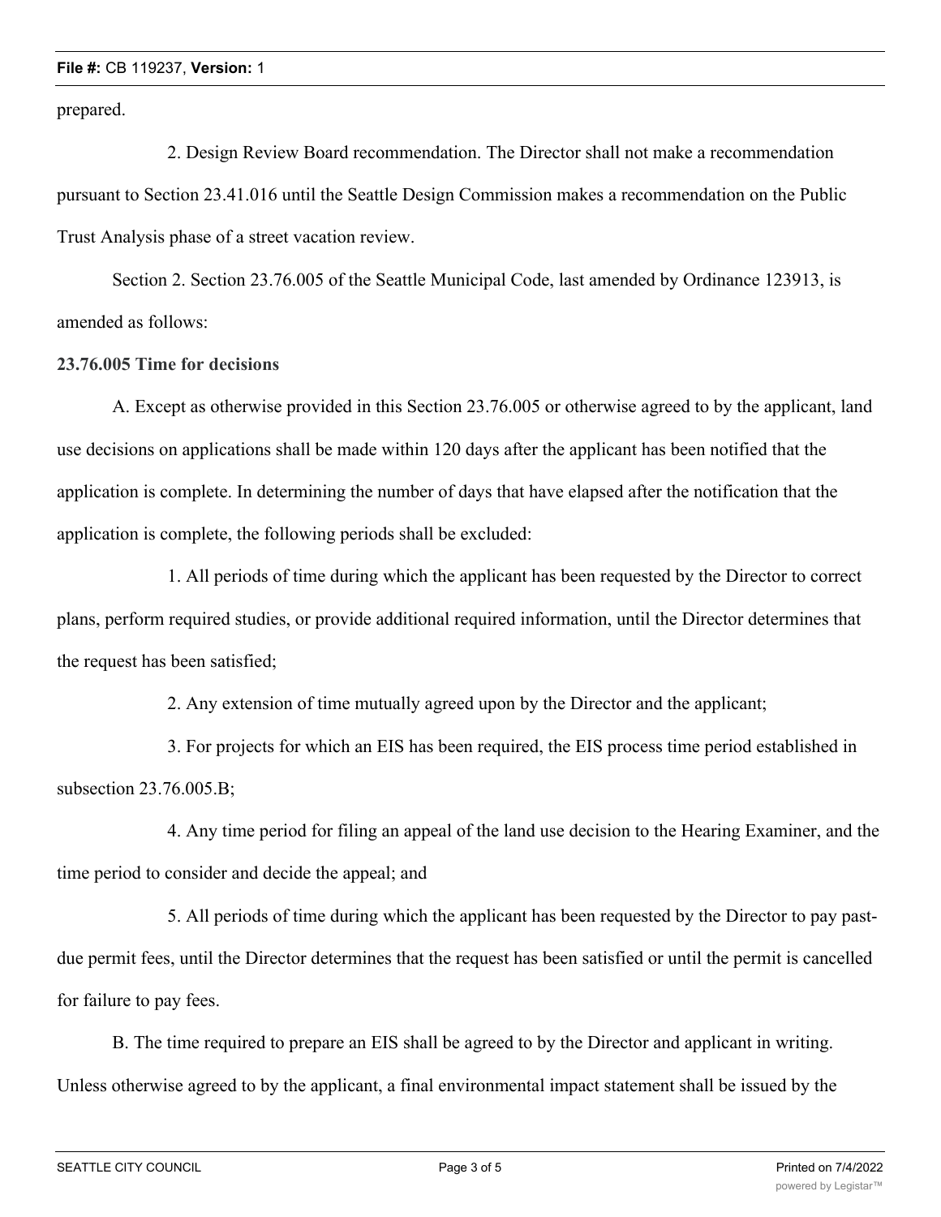prepared.

2. Design Review Board recommendation. The Director shall not make a recommendation pursuant to Section 23.41.016 until the Seattle Design Commission makes a recommendation on the Public Trust Analysis phase of a street vacation review.

Section 2. Section 23.76.005 of the Seattle Municipal Code, last amended by Ordinance 123913, is amended as follows:

**23.76.005 Time for decisions**

A. Except as otherwise provided in this Section 23.76.005 or otherwise agreed to by the applicant, land use decisions on applications shall be made within 120 days after the applicant has been notified that the application is complete. In determining the number of days that have elapsed after the notification that the application is complete, the following periods shall be excluded:

1. All periods of time during which the applicant has been requested by the Director to correct plans, perform required studies, or provide additional required information, until the Director determines that the request has been satisfied;

2. Any extension of time mutually agreed upon by the Director and the applicant;

3. For projects for which an EIS has been required, the EIS process time period established in subsection 23.76.005.B;

4. Any time period for filing an appeal of the land use decision to the Hearing Examiner, and the time period to consider and decide the appeal; and

5. All periods of time during which the applicant has been requested by the Director to pay past-due permit fees, until the Director determines that the request has been satisfied or until the permit is cancelled for failure to pay fees.

B. The time required to prepare an EIS shall be agreed to by the Director and applicant in writing. Unless otherwise agreed to by the applicant, a final environmental impact statement shall be issued by the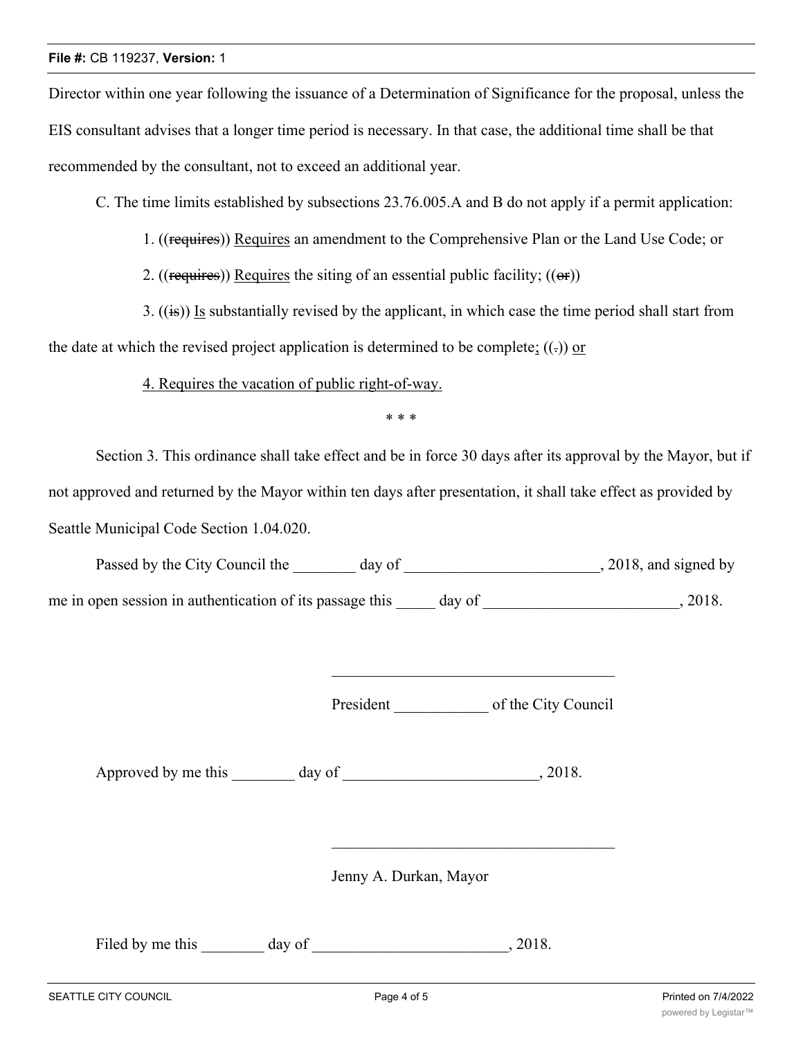Director within one year following the issuance of a Determination of Significance for the proposal, unless the EIS consultant advises that a longer time period is necessary. In that case, the additional time shall be that recommended by the consultant, not to exceed an additional year.

C. The time limits established by subsections 23.76.005.A and B do not apply if a permit application:

1. ((~~requires~~)) <u>Requires</u> an amendment to the Comprehensive Plan or the Land Use Code; or

2. ((~~requires~~)) <u>Requires</u> the siting of an essential public facility; ((~~or~~))

3. ((~~is~~)) <u>Is</u> substantially revised by the applicant, in which case the time period shall start from the date at which the revised project application is determined to be complete<u>;</u> ((~~.~~)) <u>or</u>

<u>4. Requires the vacation of public right-of-way.</u>

\* \* \*

Section 3. This ordinance shall take effect and be in force 30 days after its approval by the Mayor, but if not approved and returned by the Mayor within ten days after presentation, it shall take effect as provided by Seattle Municipal Code Section 1.04.020.

Passed by the City Council the ________ day of _________________________, 2018, and signed by me in open session in authentication of its passage this _____ day of _________________________, 2018.

_____________________________________

President ____________ of the City Council

Approved by me this ________ day of _________________________, 2018.

_____________________________________

Jenny A. Durkan, Mayor

Filed by me this ________ day of _________________________, 2018.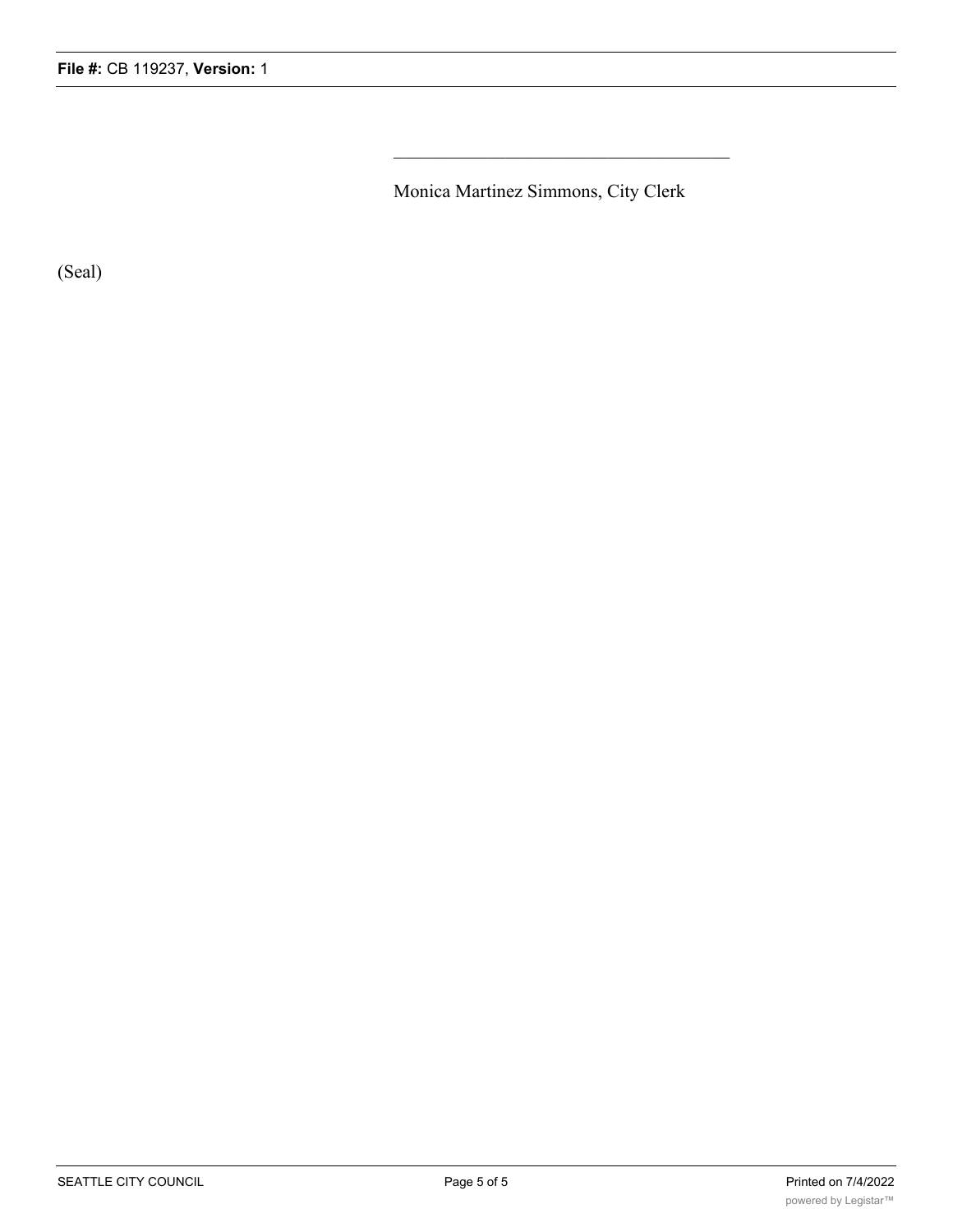\_\_\_\_\_\_\_\_\_\_\_\_\_\_\_\_\_\_\_\_\_\_\_\_\_\_\_\_\_\_\_\_\_\_\_\_\_\_\_

Monica Martinez Simmons, City Clerk

(Seal)